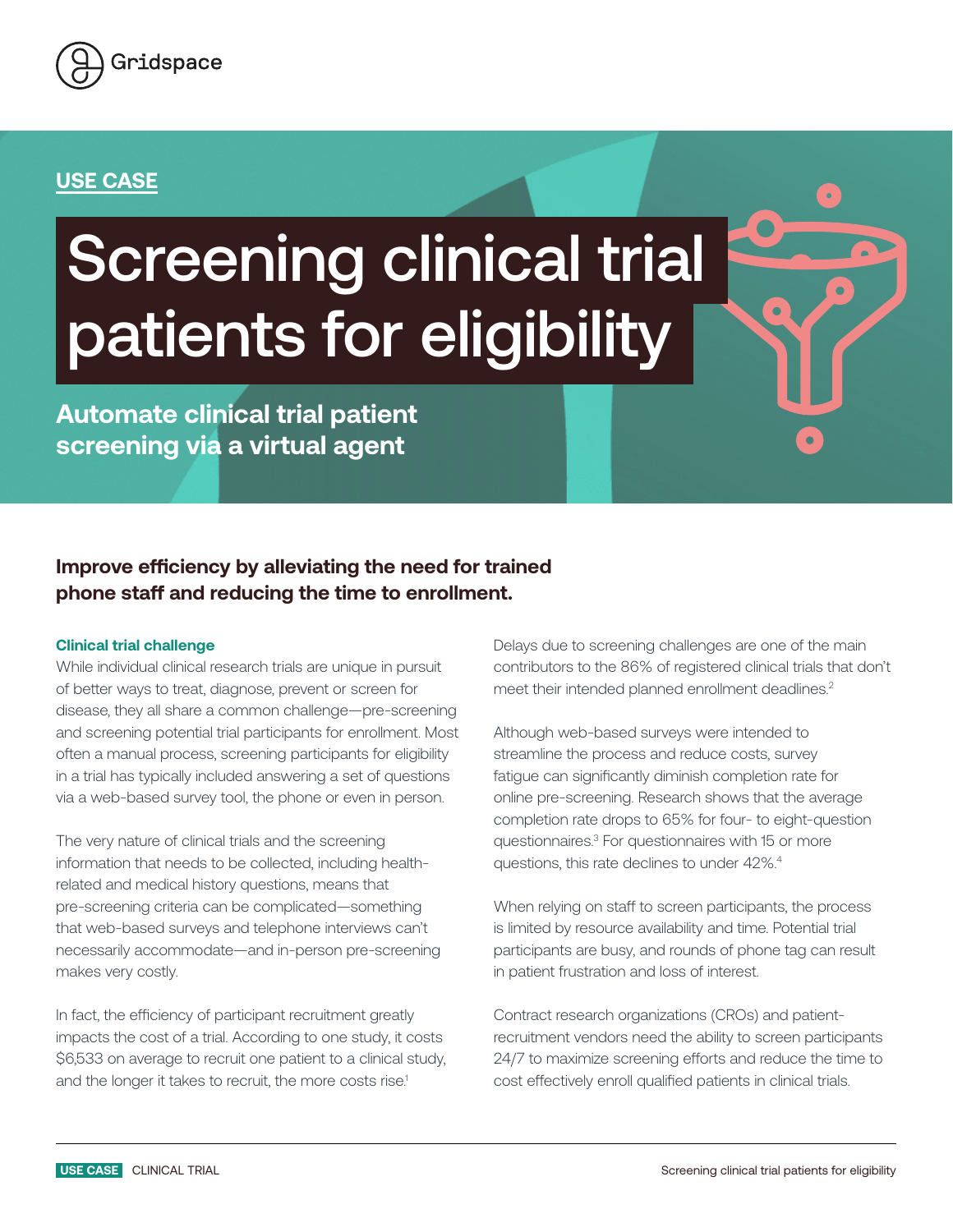Gridspace

**USE CASE**

# Screening clinical trial patients for eligibility

## Automate clinical trial patient screening via a virtual agent

### Improve efficiency by alleviating the need for trained phone staff and reducing the time to enrollment.

**Clinical trial challenge**

While individual clinical research trials are unique in pursuit of better ways to treat, diagnose, prevent or screen for disease, they all share a common challenge—pre-screening and screening potential trial participants for enrollment. Most often a manual process, screening participants for eligibility in a trial has typically included answering a set of questions via a web-based survey tool, the phone or even in person.

The very nature of clinical trials and the screening information that needs to be collected, including health-related and medical history questions, means that pre-screening criteria can be complicated—something that web-based surveys and telephone interviews can't necessarily accommodate—and in-person pre-screening makes very costly.

In fact, the efficiency of participant recruitment greatly impacts the cost of a trial. According to one study, it costs $6,533 on average to recruit one patient to a clinical study, and the longer it takes to recruit, the more costs rise.[1]

Delays due to screening challenges are one of the main contributors to the 86% of registered clinical trials that don't meet their intended planned enrollment deadlines.[2]

Although web-based surveys were intended to streamline the process and reduce costs, survey fatigue can significantly diminish completion rate for online pre-screening. Research shows that the average completion rate drops to 65% for four- to eight-question questionnaires.[3] For questionnaires with 15 or more questions, this rate declines to under 42%.[4]

When relying on staff to screen participants, the process is limited by resource availability and time. Potential trial participants are busy, and rounds of phone tag can result in patient frustration and loss of interest.

Contract research organizations (CROs) and patient-recruitment vendors need the ability to screen participants 24/7 to maximize screening efforts and reduce the time to cost effectively enroll qualified patients in clinical trials.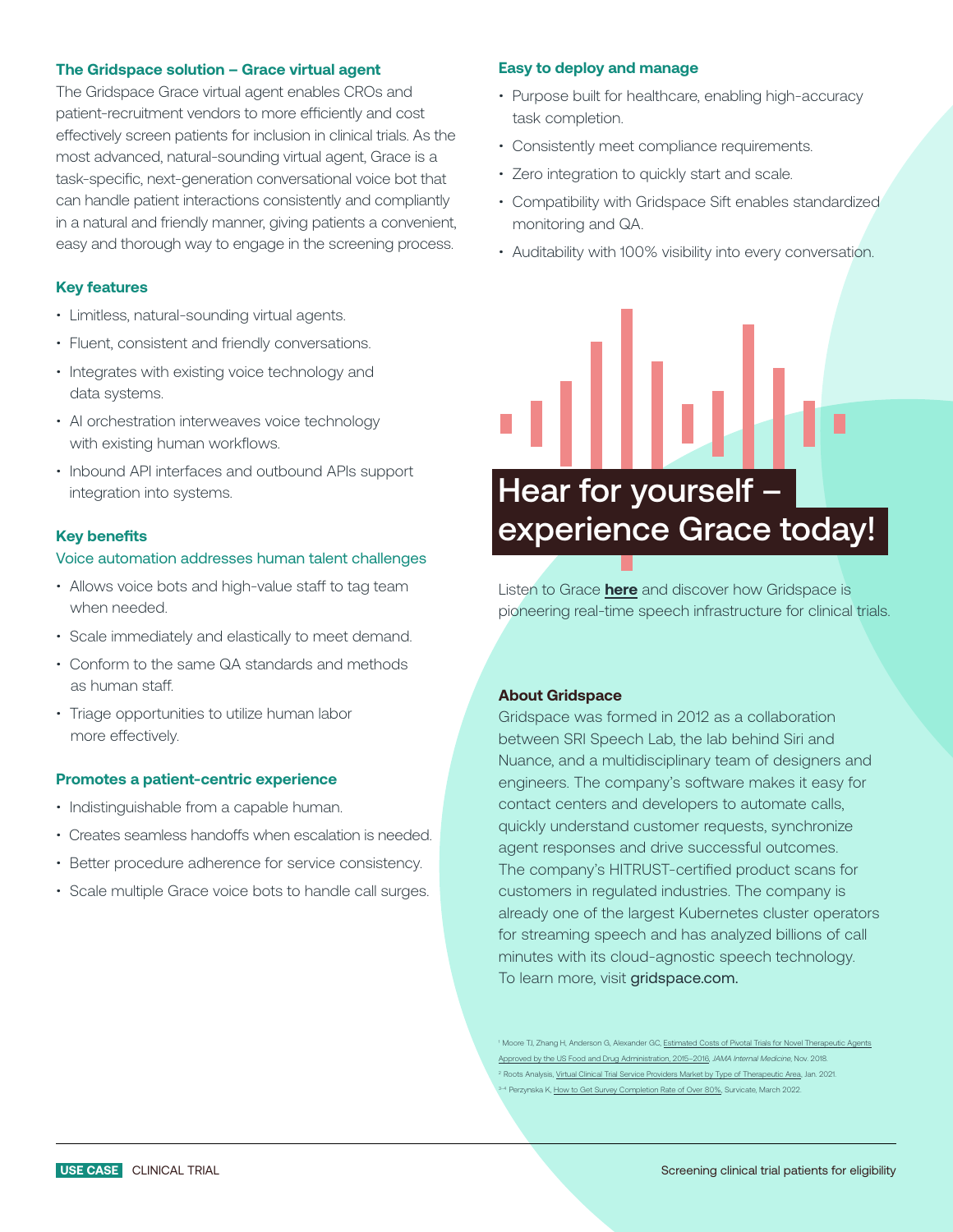### The Gridspace solution – Grace virtual agent

The Gridspace Grace virtual agent enables CROs and patient-recruitment vendors to more efficiently and cost effectively screen patients for inclusion in clinical trials. As the most advanced, natural-sounding virtual agent, Grace is a task-specific, next-generation conversational voice bot that can handle patient interactions consistently and compliantly in a natural and friendly manner, giving patients a convenient, easy and thorough way to engage in the screening process.

### Key features

- Limitless, natural-sounding virtual agents.
- Fluent, consistent and friendly conversations.
- Integrates with existing voice technology and data systems.
- AI orchestration interweaves voice technology with existing human workflows.
- Inbound API interfaces and outbound APIs support integration into systems.

### Key benefits

#### Voice automation addresses human talent challenges

- Allows voice bots and high-value staff to tag team when needed.
- Scale immediately and elastically to meet demand.
- Conform to the same QA standards and methods as human staff.
- Triage opportunities to utilize human labor more effectively.

### Promotes a patient-centric experience

- Indistinguishable from a capable human.
- Creates seamless handoffs when escalation is needed.
- Better procedure adherence for service consistency.
- Scale multiple Grace voice bots to handle call surges.

### Easy to deploy and manage

- Purpose built for healthcare, enabling high-accuracy task completion.
- Consistently meet compliance requirements.
- Zero integration to quickly start and scale.
- Compatibility with Gridspace Sift enables standardized monitoring and QA.
- Auditability with 100% visibility into every conversation.

## Hear for yourself – experience Grace today!

Listen to Grace **here** and discover how Gridspace is pioneering real-time speech infrastructure for clinical trials.

### About Gridspace

Gridspace was formed in 2012 as a collaboration between SRI Speech Lab, the lab behind Siri and Nuance, and a multidisciplinary team of designers and engineers. The company's software makes it easy for contact centers and developers to automate calls, quickly understand customer requests, synchronize agent responses and drive successful outcomes. The company's HITRUST-certified product scans for customers in regulated industries. The company is already one of the largest Kubernetes cluster operators for streaming speech and has analyzed billions of call minutes with its cloud-agnostic speech technology. To learn more, visit gridspace.com.

[1] Moore TJ, Zhang H, Anderson G, Alexander GC, Estimated Costs of Pivotal Trials for Novel Therapeutic Agents Approved by the US Food and Drug Administration, 2015–2016, *JAMA Internal Medicine*, Nov. 2018.
[2] Roots Analysis, Virtual Clinical Trial Service Providers Market by Type of Therapeutic Area, Jan. 2021.
[3-4] Perzynska K, How to Get Survey Completion Rate of Over 80%, Survicate, March 2022.

USE CASE CLINICAL TRIAL — Screening clinical trial patients for eligibility